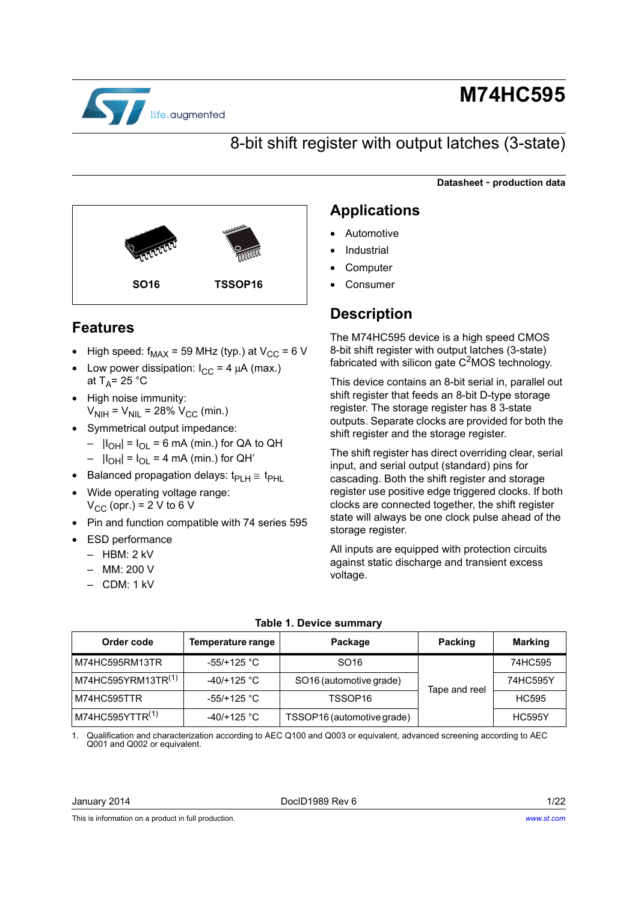# M74HC595

## 8-bit shift register with output latches (3-state)

**Datasheet - production data**

SO16 TSSOP16

## Features

- High speed: $f_{MAX}$ = 59 MHz (typ.) at $V_{CC}$ = 6 V
- Low power dissipation: $I_{CC}$ = 4 µA (max.) at $T_A$= 25 °C
- High noise immunity: $V_{NIH} = V_{NIL}$ = 28% $V_{CC}$ (min.)
- Symmetrical output impedance:
  - $|I_{OH}| = I_{OL}$ = 6 mA (min.) for QA to QH
  - $|I_{OH}| = I_{OL}$ = 4 mA (min.) for QH'
- Balanced propagation delays: $t_{PLH} \cong t_{PHL}$
- Wide operating voltage range: $V_{CC}$ (opr.) = 2 V to 6 V
- Pin and function compatible with 74 series 595
- ESD performance
  - HBM: 2 kV
  - MM: 200 V
  - CDM: 1 kV

## Applications

- Automotive
- Industrial
- Computer
- Consumer

## Description

The M74HC595 device is a high speed CMOS 8-bit shift register with output latches (3-state) fabricated with silicon gate $C^2$MOS technology.

This device contains an 8-bit serial in, parallel out shift register that feeds an 8-bit D-type storage register. The storage register has 8 3-state outputs. Separate clocks are provided for both the shift register and the storage register.

The shift register has direct overriding clear, serial input, and serial output (standard) pins for cascading. Both the shift register and storage register use positive edge triggered clocks. If both clocks are connected together, the shift register state will always be one clock pulse ahead of the storage register.

All inputs are equipped with protection circuits against static discharge and transient excess voltage.

**Table 1. Device summary**

| Order code | Temperature range | Package | Packing | Marking |
|---|---|---|---|---|
| M74HC595RM13TR | -55/+125 °C | SO16 | Tape and reel | 74HC595 |
| M74HC595YRM13TR(1) | -40/+125 °C | SO16 (automotive grade) | | 74HC595Y |
| M74HC595TTR | -55/+125 °C | TSSOP16 | | HC595 |
| M74HC595YTTR(1) | -40/+125 °C | TSSOP16 (automotive grade) | | HC595Y |

1. Qualification and characterization according to AEC Q100 and Q003 or equivalent, advanced screening according to AEC Q001 and Q002 or equivalent.

January 2014 DocID1989 Rev 6

This is information on a product in full production.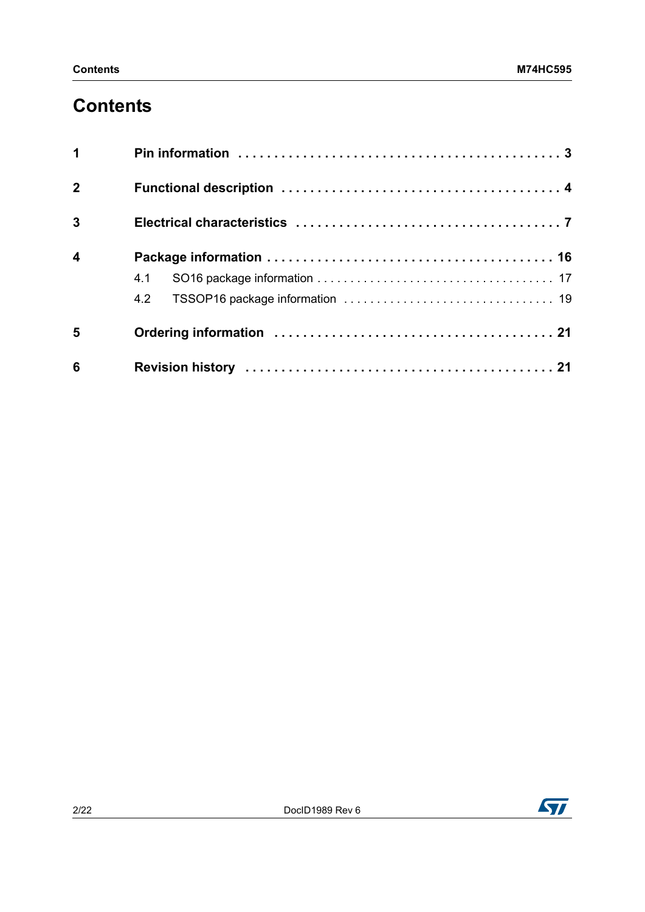# Contents

| | | |
|---|---|---|
| **1** | **Pin information** | **3** |
| **2** | **Functional description** | **4** |
| **3** | **Electrical characteristics** | **7** |
| **4** | **Package information** | **16** |
| | 4.1 SO16 package information | 17 |
| | 4.2 TSSOP16 package information | 19 |
| **5** | **Ordering information** | **21** |
| **6** | **Revision history** | **21** |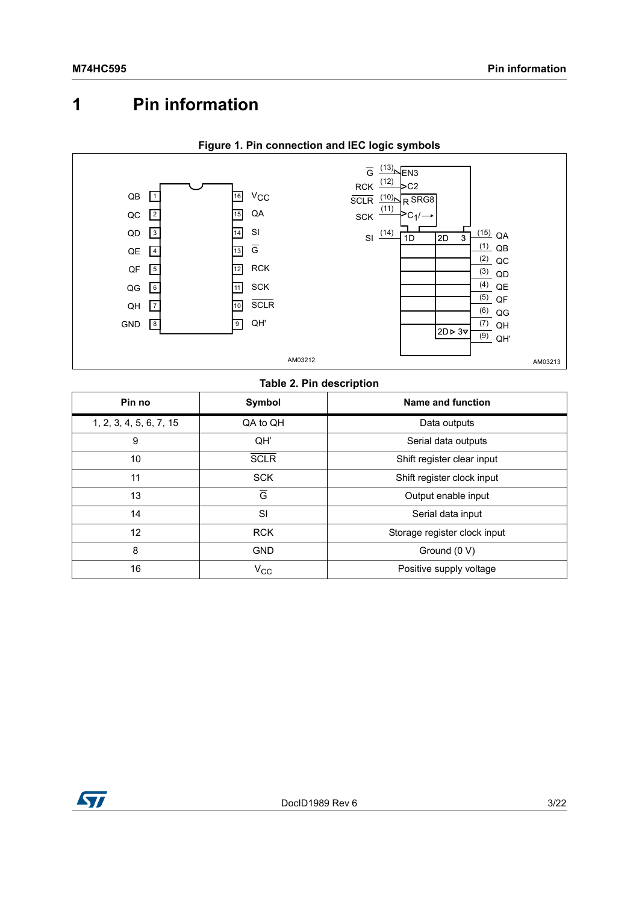# 1 Pin information

**Figure 1. Pin connection and IEC logic symbols**

**Table 2. Pin description**

| Pin no | Symbol | Name and function |
|---|---|---|
| 1, 2, 3, 4, 5, 6, 7, 15 | QA to QH | Data outputs |
| 9 | QH' | Serial data outputs |
| 10 | $\overline{SCLR}$ | Shift register clear input |
| 11 | SCK | Shift register clock input |
| 13 | $\overline{G}$ | Output enable input |
| 14 | SI | Serial data input |
| 12 | RCK | Storage register clock input |
| 8 | GND | Ground (0 V) |
| 16 | $V_{CC}$ | Positive supply voltage |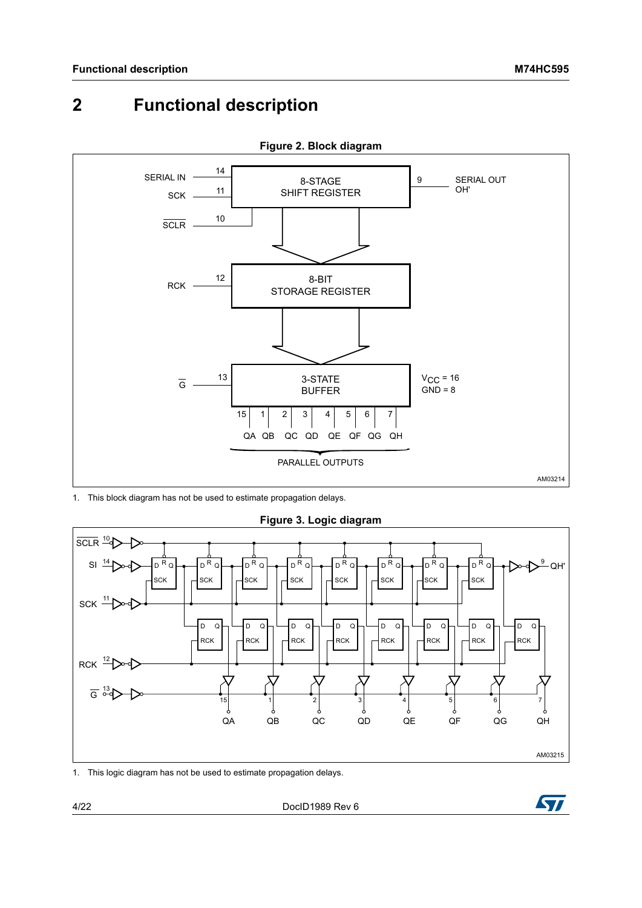# 2 Functional description

**Figure 2. Block diagram**

1. This block diagram has not be used to estimate propagation delays.

**Figure 3. Logic diagram**

1. This logic diagram has not be used to estimate propagation delays.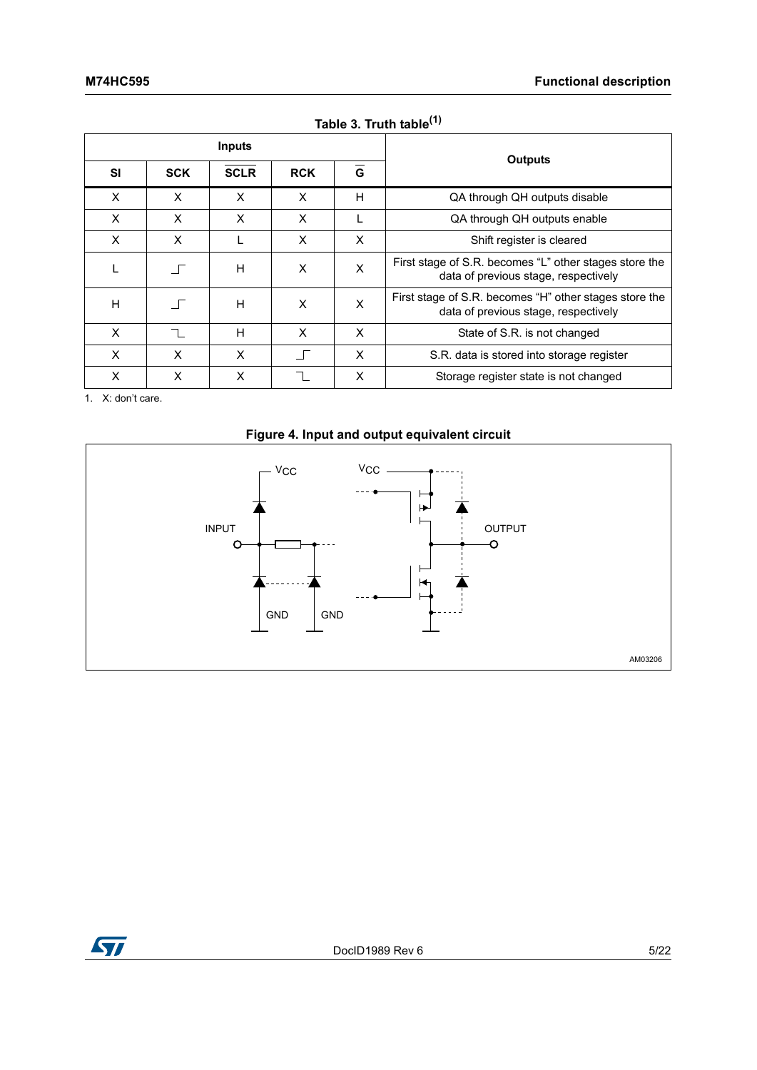Table 3. Truth table[(1)]

| Inputs | | | | | Outputs |
|---|---|---|---|---|---|
| SI | SCK | $\overline{SCLR}$ | RCK | $\overline{G}$ | |
| X | X | X | X | H | QA through QH outputs disable |
| X | X | X | X | L | QA through QH outputs enable |
| X | X | L | X | X | Shift register is cleared |
| L | ↑ | H | X | X | First stage of S.R. becomes "L" other stages store the data of previous stage, respectively |
| H | ↑ | H | X | X | First stage of S.R. becomes "H" other stages store the data of previous stage, respectively |
| X | ↓ | H | X | X | State of S.R. is not changed |
| X | X | X | ↑ | X | S.R. data is stored into storage register |
| X | X | X | ↓ | X | Storage register state is not changed |

1. X: don't care.

**Figure 4. Input and output equivalent circuit**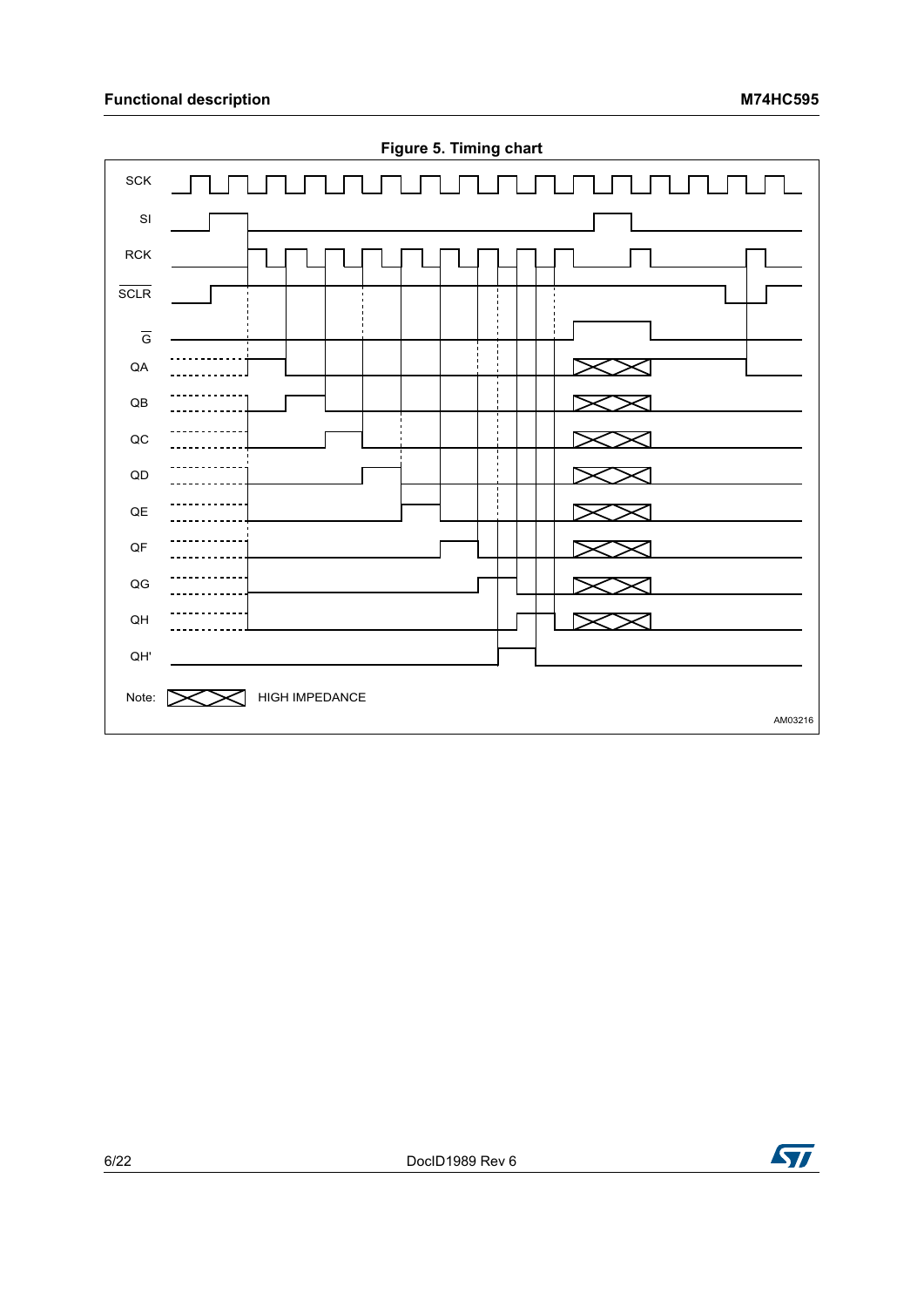**Figure 5. Timing chart**

SCK

SI

RCK

$\overline{SCLR}$

$\overline{G}$

QA

QB

QC

QD

QE

QF

QG

QH

QH'

Note: HIGH IMPEDANCE

AM03216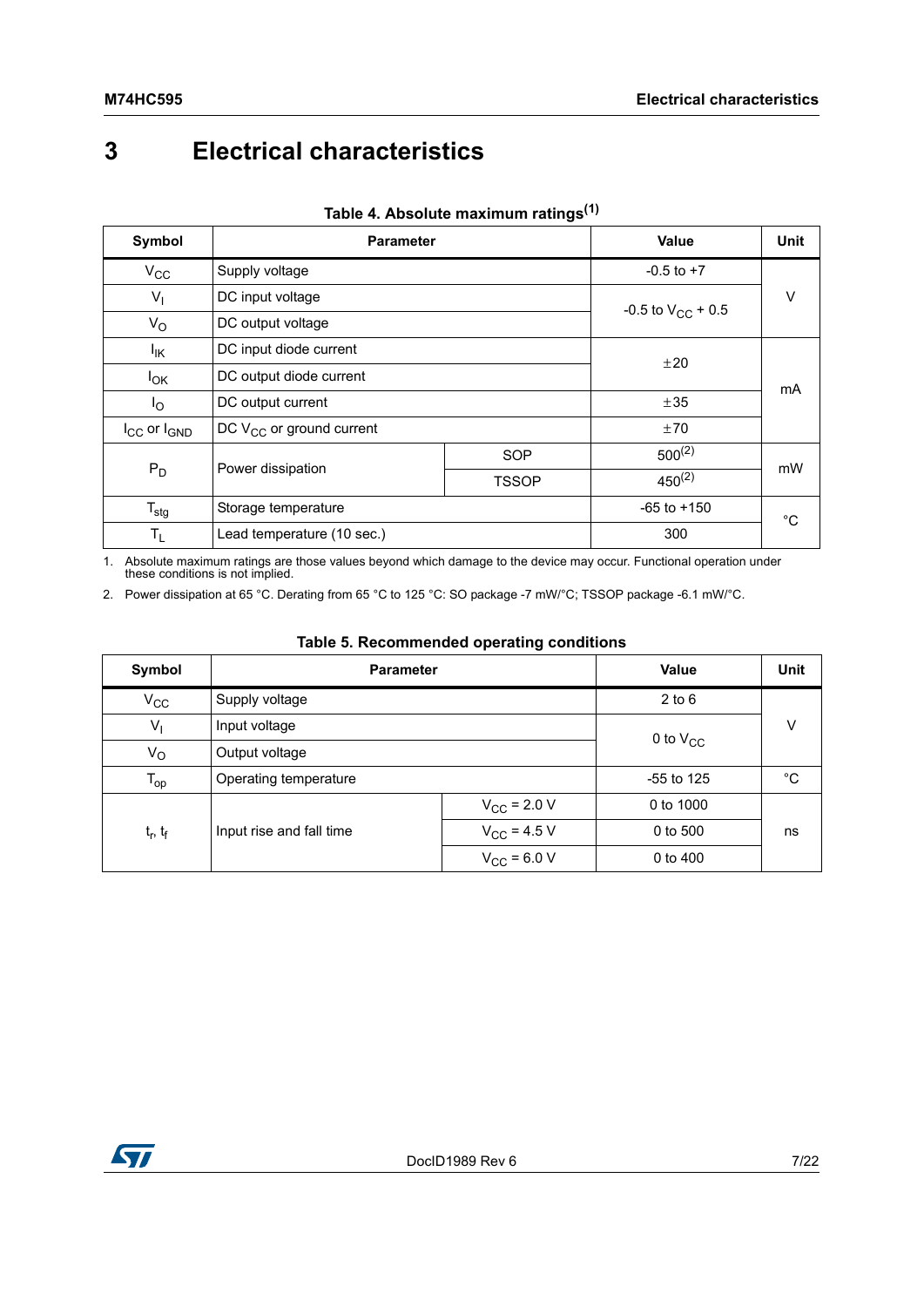# 3 Electrical characteristics

**Table 4. Absolute maximum ratings[(1)]**

| Symbol | Parameter | | Value | Unit |
|---|---|---|---|---|
| $V_{CC}$ | Supply voltage | | -0.5 to +7 | V |
| $V_I$ | DC input voltage | | -0.5 to $V_{CC}$ + 0.5 | V |
| $V_O$ | DC output voltage | | -0.5 to $V_{CC}$ + 0.5 | V |
| $I_{IK}$ | DC input diode current | | ±20 | mA |
| $I_{OK}$ | DC output diode current | | ±20 | mA |
| $I_O$ | DC output current | | ±35 | mA |
| $I_{CC}$ or $I_{GND}$ | DC $V_{CC}$ or ground current | | ±70 | mA |
| $P_D$ | Power dissipation | SOP | 500[(2)] | mW |
| | | TSSOP | 450[(2)] | mW |
| $T_{stg}$ | Storage temperature | | -65 to +150 | °C |
| $T_L$ | Lead temperature (10 sec.) | | 300 | °C |

1. Absolute maximum ratings are those values beyond which damage to the device may occur. Functional operation under these conditions is not implied.
2. Power dissipation at 65 °C. Derating from 65 °C to 125 °C: SO package -7 mW/°C; TSSOP package -6.1 mW/°C.

**Table 5. Recommended operating conditions**

| Symbol | Parameter | | Value | Unit |
|---|---|---|---|---|
| $V_{CC}$ | Supply voltage | | 2 to 6 | V |
| $V_I$ | Input voltage | | 0 to $V_{CC}$ | V |
| $V_O$ | Output voltage | | 0 to $V_{CC}$ | V |
| $T_{op}$ | Operating temperature | | -55 to 125 | °C |
| $t_r$, $t_f$ | Input rise and fall time | $V_{CC}$ = 2.0 V | 0 to 1000 | ns |
| | | $V_{CC}$ = 4.5 V | 0 to 500 | ns |
| | | $V_{CC}$ = 6.0 V | 0 to 400 | ns |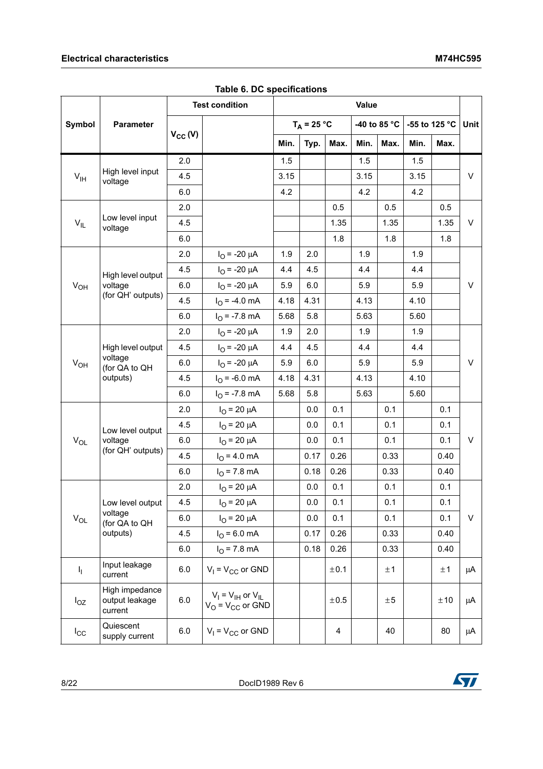**Table 6. DC specifications**

| Symbol | Parameter | Test condition | | Value | | | | | | | Unit |
|---|---|---|---|---|---|---|---|---|---|---|---|
| | | $V_{CC}$ (V) | | $T_A$ = 25 °C | | | -40 to 85 °C | | -55 to 125 °C | | |
| | | | | Min. | Typ. | Max. | Min. | Max. | Min. | Max. | |
| $V_{IH}$ | High level input voltage | 2.0 | | 1.5 | | | 1.5 | | 1.5 | | V |
| | | 4.5 | | 3.15 | | | 3.15 | | 3.15 | | |
| | | 6.0 | | 4.2 | | | 4.2 | | 4.2 | | |
| $V_{IL}$ | Low level input voltage | 2.0 | | | | 0.5 | | 0.5 | | 0.5 | V |
| | | 4.5 | | | | 1.35 | | 1.35 | | 1.35 | |
| | | 6.0 | | | | 1.8 | | 1.8 | | 1.8 | |
| $V_{OH}$ | High level output voltage (for QH' outputs) | 2.0 | $I_O$ = -20 µA | 1.9 | 2.0 | | 1.9 | | 1.9 | | V |
| | | 4.5 | $I_O$ = -20 µA | 4.4 | 4.5 | | 4.4 | | 4.4 | | |
| | | 6.0 | $I_O$ = -20 µA | 5.9 | 6.0 | | 5.9 | | 5.9 | | |
| | | 4.5 | $I_O$ = -4.0 mA | 4.18 | 4.31 | | 4.13 | | 4.10 | | |
| | | 6.0 | $I_O$ = -7.8 mA | 5.68 | 5.8 | | 5.63 | | 5.60 | | |
| $V_{OH}$ | High level output voltage (for QA to QH outputs) | 2.0 | $I_O$ = -20 µA | 1.9 | 2.0 | | 1.9 | | 1.9 | | V |
| | | 4.5 | $I_O$ = -20 µA | 4.4 | 4.5 | | 4.4 | | 4.4 | | |
| | | 6.0 | $I_O$ = -20 µA | 5.9 | 6.0 | | 5.9 | | 5.9 | | |
| | | 4.5 | $I_O$ = -6.0 mA | 4.18 | 4.31 | | 4.13 | | 4.10 | | |
| | | 6.0 | $I_O$ = -7.8 mA | 5.68 | 5.8 | | 5.63 | | 5.60 | | |
| $V_{OL}$ | Low level output voltage (for QH' outputs) | 2.0 | $I_O$ = 20 µA | | 0.0 | 0.1 | | 0.1 | | 0.1 | V |
| | | 4.5 | $I_O$ = 20 µA | | 0.0 | 0.1 | | 0.1 | | 0.1 | |
| | | 6.0 | $I_O$ = 20 µA | | 0.0 | 0.1 | | 0.1 | | 0.1 | |
| | | 4.5 | $I_O$ = 4.0 mA | | 0.17 | 0.26 | | 0.33 | | 0.40 | |
| | | 6.0 | $I_O$ = 7.8 mA | | 0.18 | 0.26 | | 0.33 | | 0.40 | |
| $V_{OL}$ | Low level output voltage (for QA to QH outputs) | 2.0 | $I_O$ = 20 µA | | 0.0 | 0.1 | | 0.1 | | 0.1 | V |
| | | 4.5 | $I_O$ = 20 µA | | 0.0 | 0.1 | | 0.1 | | 0.1 | |
| | | 6.0 | $I_O$ = 20 µA | | 0.0 | 0.1 | | 0.1 | | 0.1 | |
| | | 4.5 | $I_O$ = 6.0 mA | | 0.17 | 0.26 | | 0.33 | | 0.40 | |
| | | 6.0 | $I_O$ = 7.8 mA | | 0.18 | 0.26 | | 0.33 | | 0.40 | |
| $I_I$ | Input leakage current | 6.0 | $V_I$ = $V_{CC}$ or GND | | | ±0.1 | | ±1 | | ±1 | µA |
| $I_{OZ}$ | High impedance output leakage current | 6.0 | $V_I$ = $V_{IH}$ or $V_{IL}$ $V_O$ = $V_{CC}$ or GND | | | ±0.5 | | ±5 | | ±10 | µA |
| $I_{CC}$ | Quiescent supply current | 6.0 | $V_I$ = $V_{CC}$ or GND | | | 4 | | 40 | | 80 | µA |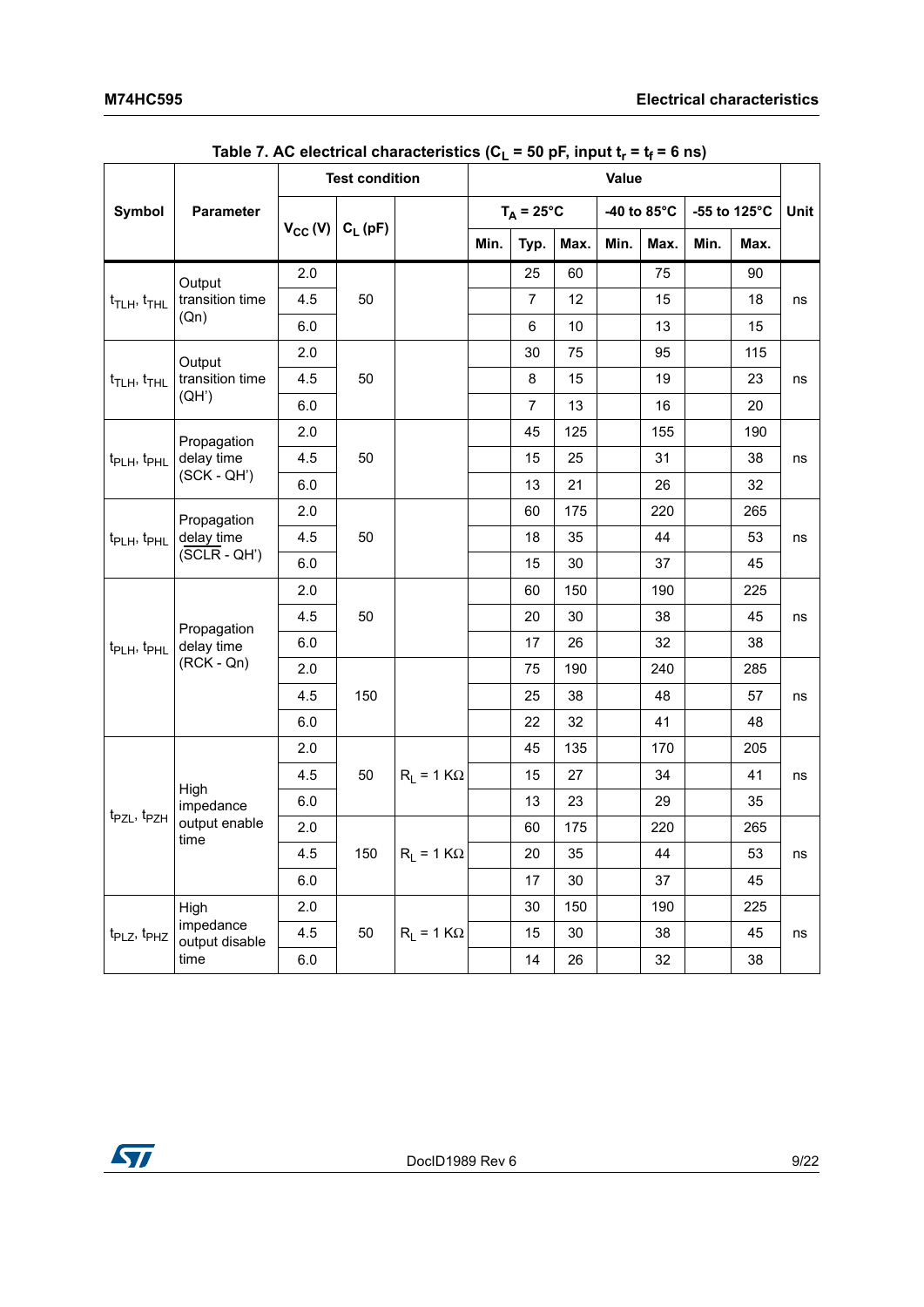**Table 7. AC electrical characteristics ($C_L$ = 50 pF, input $t_r$ = $t_f$ = 6 ns)**

| Symbol | Parameter | Test condition | | | Value | | | | | | | Unit |
|---|---|---|---|---|---|---|---|---|---|---|---|---|
| | | $V_{CC}$ (V) | $C_L$ (pF) | | $T_A$ = 25°C | | | -40 to 85°C | | -55 to 125°C | | |
| | | | | | Min. | Typ. | Max. | Min. | Max. | Min. | Max. | |
| $t_{TLH}$, $t_{THL}$ | Output transition time (Qn) | 2.0 | 50 | | | 25 | 60 | | 75 | | 90 | ns |
| | | 4.5 | | | | 7 | 12 | | 15 | | 18 | |
| | | 6.0 | | | | 6 | 10 | | 13 | | 15 | |
| $t_{TLH}$, $t_{THL}$ | Output transition time (QH') | 2.0 | 50 | | | 30 | 75 | | 95 | | 115 | ns |
| | | 4.5 | | | | 8 | 15 | | 19 | | 23 | |
| | | 6.0 | | | | 7 | 13 | | 16 | | 20 | |
| $t_{PLH}$, $t_{PHL}$ | Propagation delay time (SCK - QH') | 2.0 | 50 | | | 45 | 125 | | 155 | | 190 | ns |
| | | 4.5 | | | | 15 | 25 | | 31 | | 38 | |
| | | 6.0 | | | | 13 | 21 | | 26 | | 32 | |
| $t_{PLH}$, $t_{PHL}$ | Propagation delay time ($\overline{SCLR}$ - QH') | 2.0 | 50 | | | 60 | 175 | | 220 | | 265 | ns |
| | | 4.5 | | | | 18 | 35 | | 44 | | 53 | |
| | | 6.0 | | | | 15 | 30 | | 37 | | 45 | |
| $t_{PLH}$, $t_{PHL}$ | Propagation delay time (RCK - Qn) | 2.0 | 50 | | | 60 | 150 | | 190 | | 225 | ns |
| | | 4.5 | | | | 20 | 30 | | 38 | | 45 | |
| | | 6.0 | | | | 17 | 26 | | 32 | | 38 | |
| | | 2.0 | 150 | | | 75 | 190 | | 240 | | 285 | ns |
| | | 4.5 | | | | 25 | 38 | | 48 | | 57 | |
| | | 6.0 | | | | 22 | 32 | | 41 | | 48 | |
| $t_{PZL}$, $t_{PZH}$ | High impedance output enable time | 2.0 | 50 | $R_L$ = 1 KΩ | | 45 | 135 | | 170 | | 205 | ns |
| | | 4.5 | | | | 15 | 27 | | 34 | | 41 | |
| | | 6.0 | | | | 13 | 23 | | 29 | | 35 | |
| | | 2.0 | 150 | $R_L$ = 1 KΩ | | 60 | 175 | | 220 | | 265 | ns |
| | | 4.5 | | | | 20 | 35 | | 44 | | 53 | |
| | | 6.0 | | | | 17 | 30 | | 37 | | 45 | |
| $t_{PLZ}$, $t_{PHZ}$ | High impedance output disable time | 2.0 | 50 | $R_L$ = 1 KΩ | | 30 | 150 | | 190 | | 225 | ns |
| | | 4.5 | | | | 15 | 30 | | 38 | | 45 | |
| | | 6.0 | | | | 14 | 26 | | 32 | | 38 | |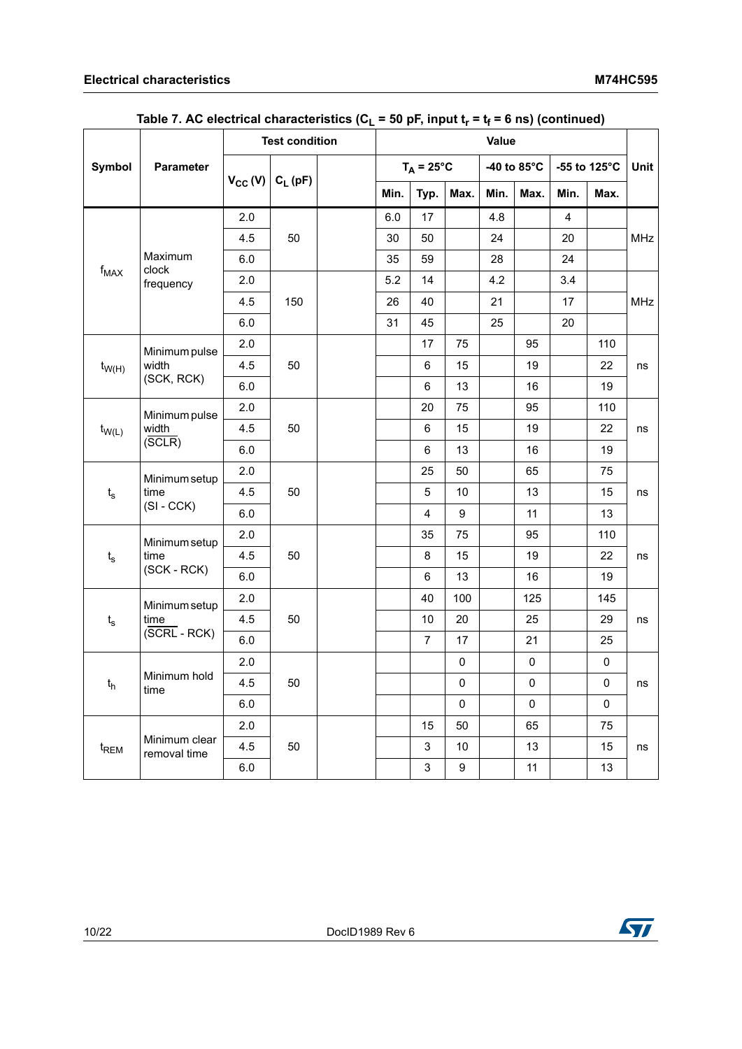Table 7. AC electrical characteristics ($C_L$ = 50 pF, input $t_r$ = $t_f$ = 6 ns) (continued)

| Symbol | Parameter | Test condition | | | Value | | | | | | | Unit |
|---|---|---|---|---|---|---|---|---|---|---|---|---|
| | | $V_{CC}$ (V) | $C_L$ (pF) | | $T_A$ = 25°C | | | -40 to 85°C | | -55 to 125°C | | |
| | | | | | Min. | Typ. | Max. | Min. | Max. | Min. | Max. | |
| $f_{MAX}$ | Maximum clock frequency | 2.0 | 50 | | 6.0 | 17 | | 4.8 | | 4 | | MHz |
| | | 4.5 | | | 30 | 50 | | 24 | | 20 | | |
| | | 6.0 | | | 35 | 59 | | 28 | | 24 | | |
| | | 2.0 | 150 | | 5.2 | 14 | | 4.2 | | 3.4 | | MHz |
| | | 4.5 | | | 26 | 40 | | 21 | | 17 | | |
| | | 6.0 | | | 31 | 45 | | 25 | | 20 | | |
| $t_{W(H)}$ | Minimum pulse width (SCK, RCK) | 2.0 | 50 | | | 17 | 75 | | 95 | | 110 | ns |
| | | 4.5 | | | | 6 | 15 | | 19 | | 22 | |
| | | 6.0 | | | | 6 | 13 | | 16 | | 19 | |
| $t_{W(L)}$ | Minimum pulse width ($\overline{SCLR}$) | 2.0 | 50 | | | 20 | 75 | | 95 | | 110 | ns |
| | | 4.5 | | | | 6 | 15 | | 19 | | 22 | |
| | | 6.0 | | | | 6 | 13 | | 16 | | 19 | |
| $t_s$ | Minimum setup time (SI - CCK) | 2.0 | 50 | | | 25 | 50 | | 65 | | 75 | ns |
| | | 4.5 | | | | 5 | 10 | | 13 | | 15 | |
| | | 6.0 | | | | 4 | 9 | | 11 | | 13 | |
| $t_s$ | Minimum setup time (SCK - RCK) | 2.0 | 50 | | | 35 | 75 | | 95 | | 110 | ns |
| | | 4.5 | | | | 8 | 15 | | 19 | | 22 | |
| | | 6.0 | | | | 6 | 13 | | 16 | | 19 | |
| $t_s$ | Minimum setup time ($\overline{SCRL}$ - RCK) | 2.0 | 50 | | | 40 | 100 | | 125 | | 145 | ns |
| | | 4.5 | | | | 10 | 20 | | 25 | | 29 | |
| | | 6.0 | | | | 7 | 17 | | 21 | | 25 | |
| $t_h$ | Minimum hold time | 2.0 | 50 | | | | 0 | | 0 | | 0 | ns |
| | | 4.5 | | | | | 0 | | 0 | | 0 | |
| | | 6.0 | | | | | 0 | | 0 | | 0 | |
| $t_{REM}$ | Minimum clear removal time | 2.0 | 50 | | | 15 | 50 | | 65 | | 75 | ns |
| | | 4.5 | | | | 3 | 10 | | 13 | | 15 | |
| | | 6.0 | | | | 3 | 9 | | 11 | | 13 | |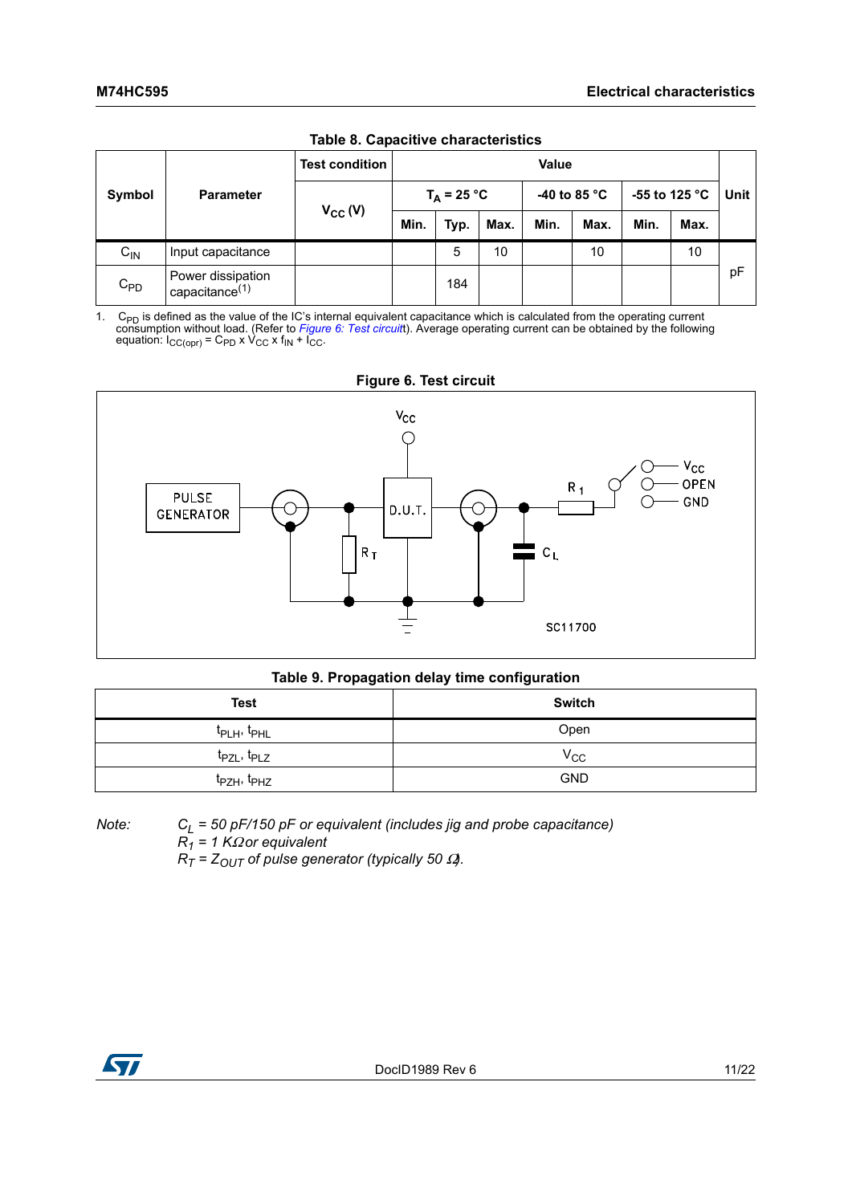**Table 8. Capacitive characteristics**

| Symbol | Parameter | Test condition | Value | | | | | | | Unit |
|---|---|---|---|---|---|---|---|---|---|---|
| | | $V_{CC}$ (V) | $T_A$ = 25 °C | | | -40 to 85 °C | | -55 to 125 °C | | |
| | | | Min. | Typ. | Max. | Min. | Max. | Min. | Max. | |
| $C_{IN}$ | Input capacitance | | | 5 | 10 | | 10 | | 10 | pF |
| $C_{PD}$ | Power dissipation capacitance[1] | | | 184 | | | | | | pF |

1. $C_{PD}$ is defined as the value of the IC's internal equivalent capacitance which is calculated from the operating current consumption without load. (Refer to *Figure 6: Test circuitt*). Average operating current can be obtained by the following equation: $I_{CC(opr)} = C_{PD} \times V_{CC} \times f_{IN} + I_{CC}$.

**Figure 6. Test circuit**

**Table 9. Propagation delay time configuration**

| Test | Switch |
|---|---|
| $t_{PLH}$, $t_{PHL}$ | Open |
| $t_{PZL}$, $t_{PLZ}$ | $V_{CC}$ |
| $t_{PZH}$, $t_{PHZ}$ | GND |

*Note:* *$C_L$ = 50 pF/150 pF or equivalent (includes jig and probe capacitance)*
*$R_1$ = 1 KΩ or equivalent*
*$R_T$ = $Z_{OUT}$ of pulse generator (typically 50 Ω).*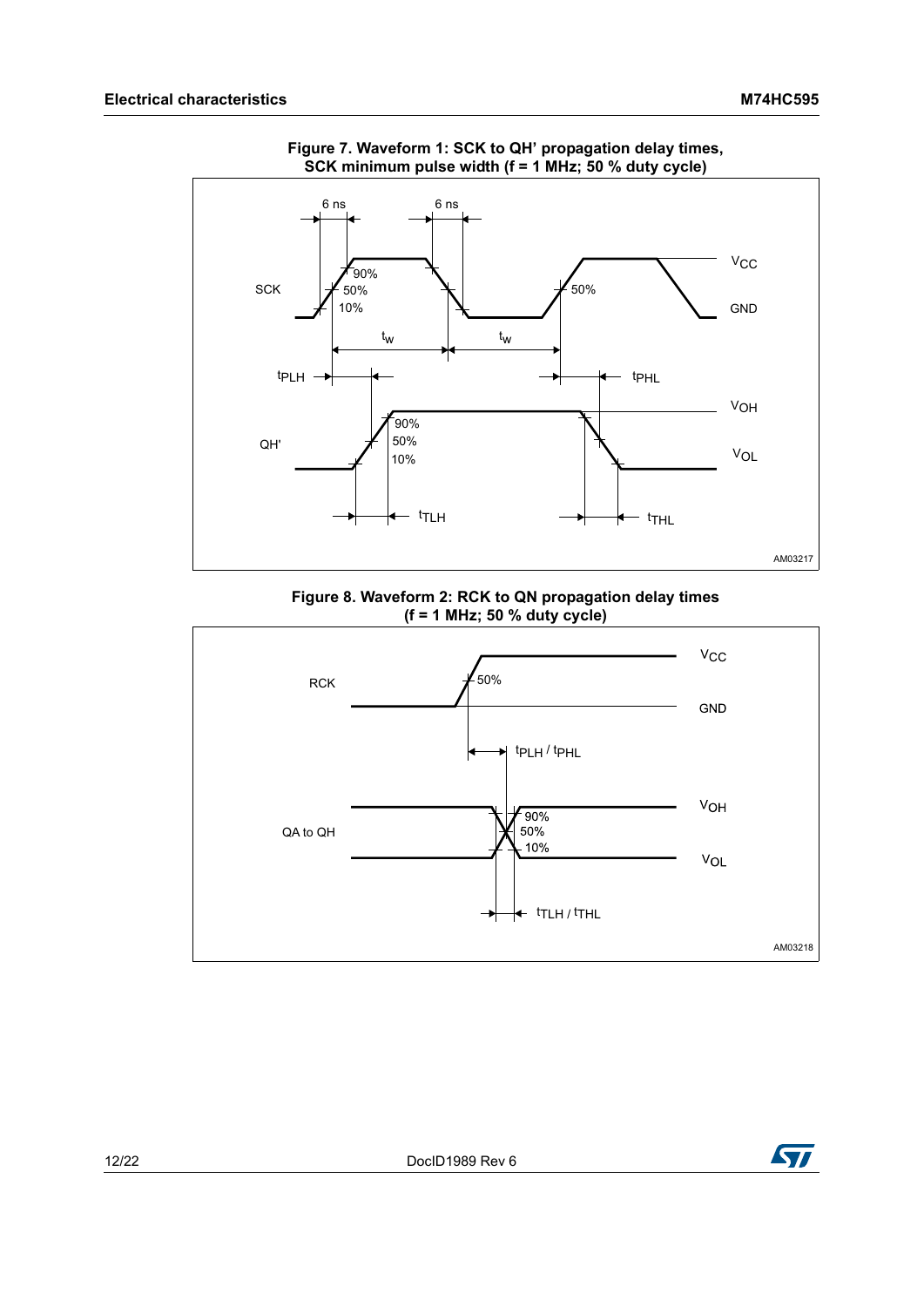Figure 7. Waveform 1: SCK to QH' propagation delay times, SCK minimum pulse width (f = 1 MHz; 50 % duty cycle)

Figure 8. Waveform 2: RCK to QN propagation delay times (f = 1 MHz; 50 % duty cycle)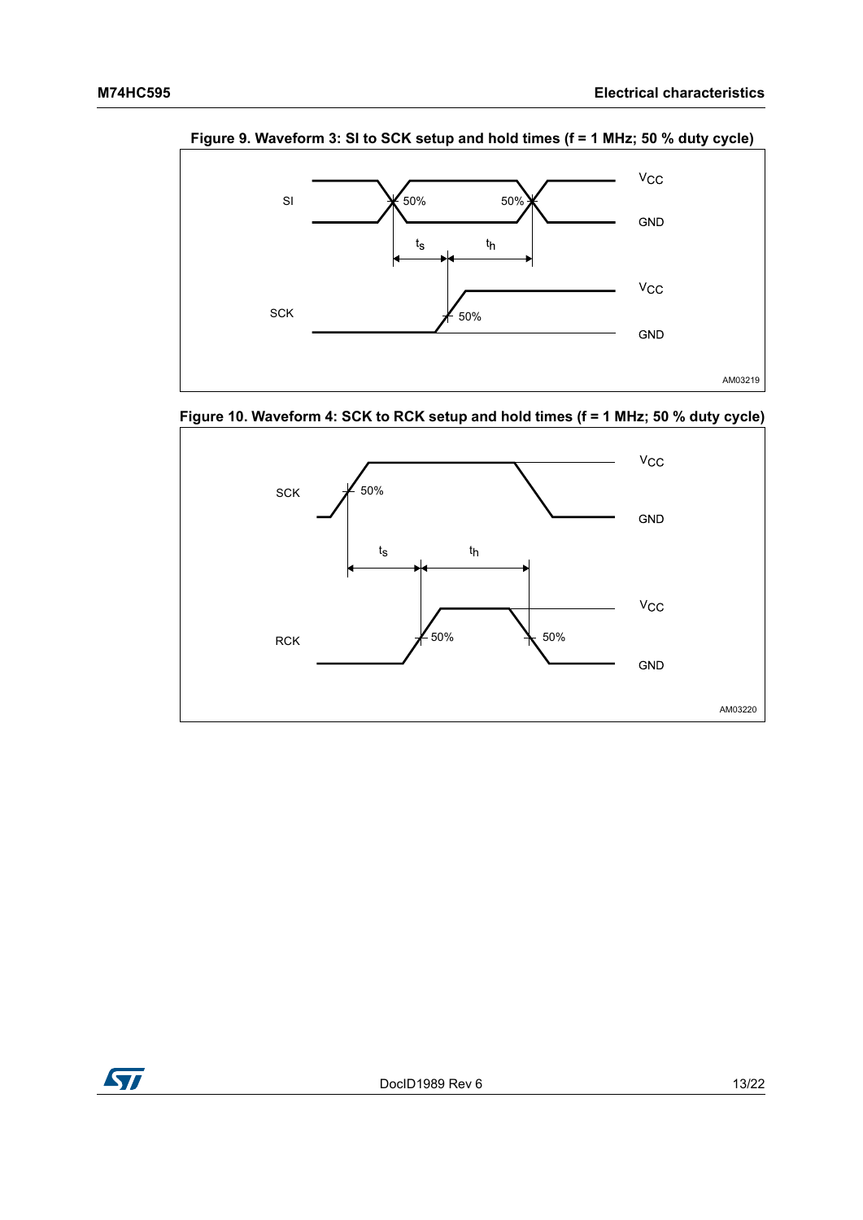**Figure 9. Waveform 3: SI to SCK setup and hold times (f = 1 MHz; 50 % duty cycle)**

**Figure 10. Waveform 4: SCK to RCK setup and hold times (f = 1 MHz; 50 % duty cycle)**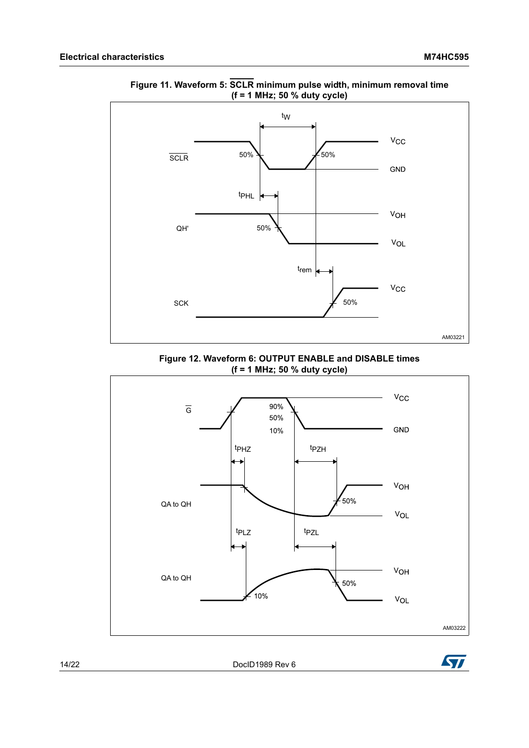**Figure 11. Waveform 5: $\overline{SCLR}$ minimum pulse width, minimum removal time (f = 1 MHz; 50 % duty cycle)**

**Figure 12. Waveform 6: OUTPUT ENABLE and DISABLE times (f = 1 MHz; 50 % duty cycle)**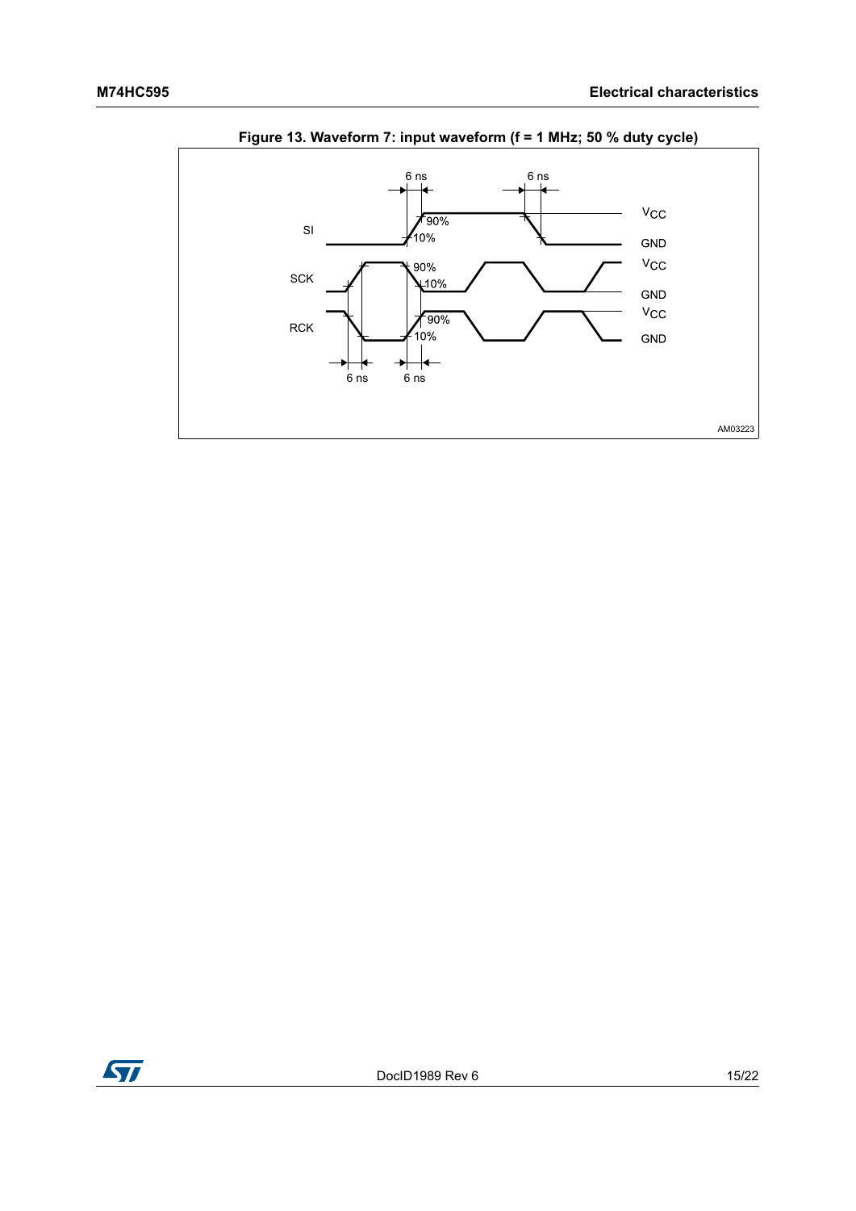**Figure 13. Waveform 7: input waveform (f = 1 MHz; 50 % duty cycle)**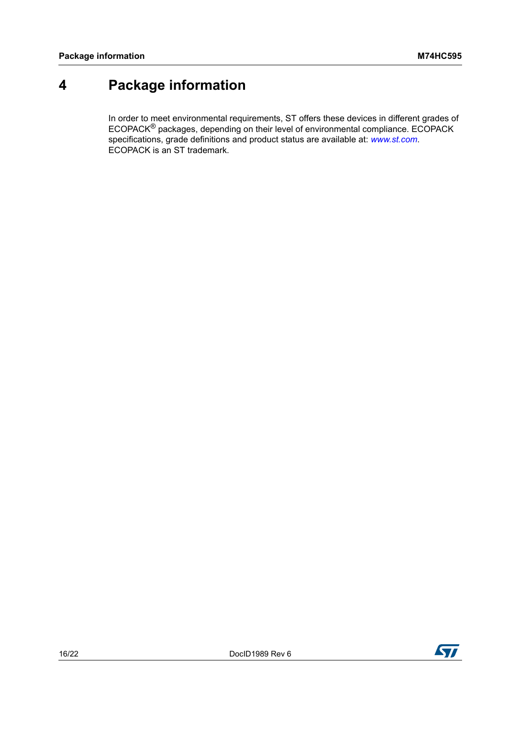# 4 Package information

In order to meet environmental requirements, ST offers these devices in different grades of ECOPACK® packages, depending on their level of environmental compliance. ECOPACK specifications, grade definitions and product status are available at: *www.st.com*. ECOPACK is an ST trademark.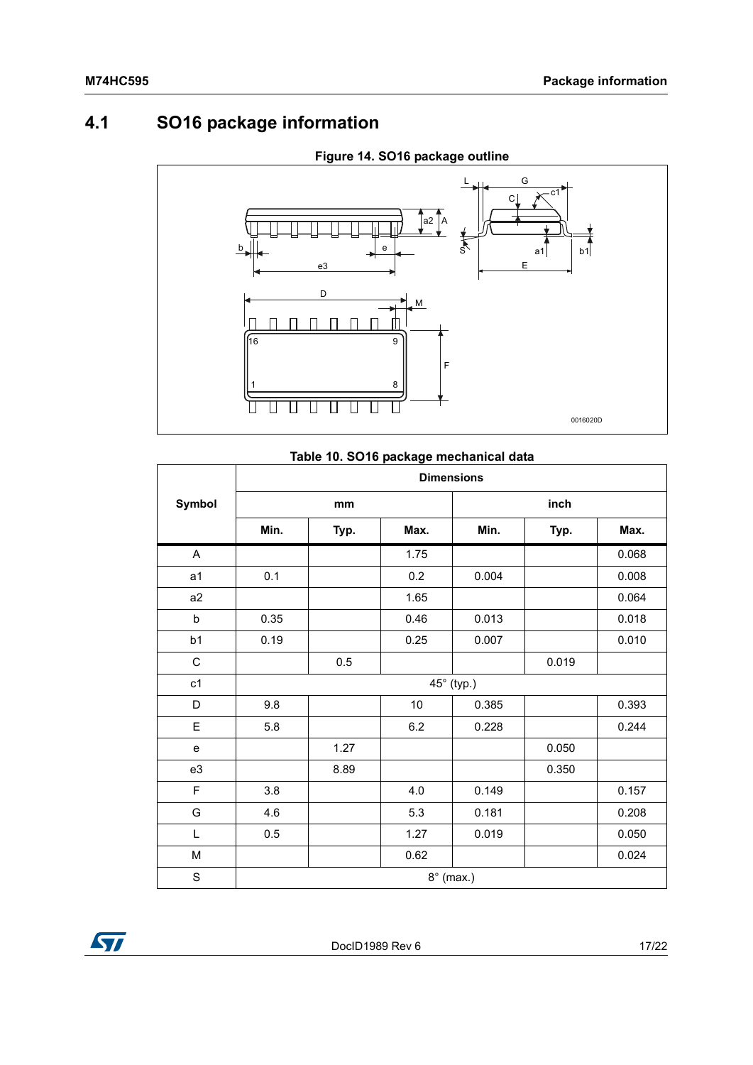## 4.1 SO16 package information

**Figure 14. SO16 package outline**

**Table 10. SO16 package mechanical data**

| Symbol | Dimensions | | | | | |
|---|---|---|---|---|---|---|
| | mm | | | inch | | |
| | Min. | Typ. | Max. | Min. | Typ. | Max. |
| A | | | 1.75 | | | 0.068 |
| a1 | 0.1 | | 0.2 | 0.004 | | 0.008 |
| a2 | | | 1.65 | | | 0.064 |
| b | 0.35 | | 0.46 | 0.013 | | 0.018 |
| b1 | 0.19 | | 0.25 | 0.007 | | 0.010 |
| C | | 0.5 | | | 0.019 | |
| c1 | 45° (typ.) | | | | | |
| D | 9.8 | | 10 | 0.385 | | 0.393 |
| E | 5.8 | | 6.2 | 0.228 | | 0.244 |
| e | | 1.27 | | | 0.050 | |
| e3 | | 8.89 | | | 0.350 | |
| F | 3.8 | | 4.0 | 0.149 | | 0.157 |
| G | 4.6 | | 5.3 | 0.181 | | 0.208 |
| L | 0.5 | | 1.27 | 0.019 | | 0.050 |
| M | | | 0.62 | | | 0.024 |
| S | 8° (max.) | | | | | |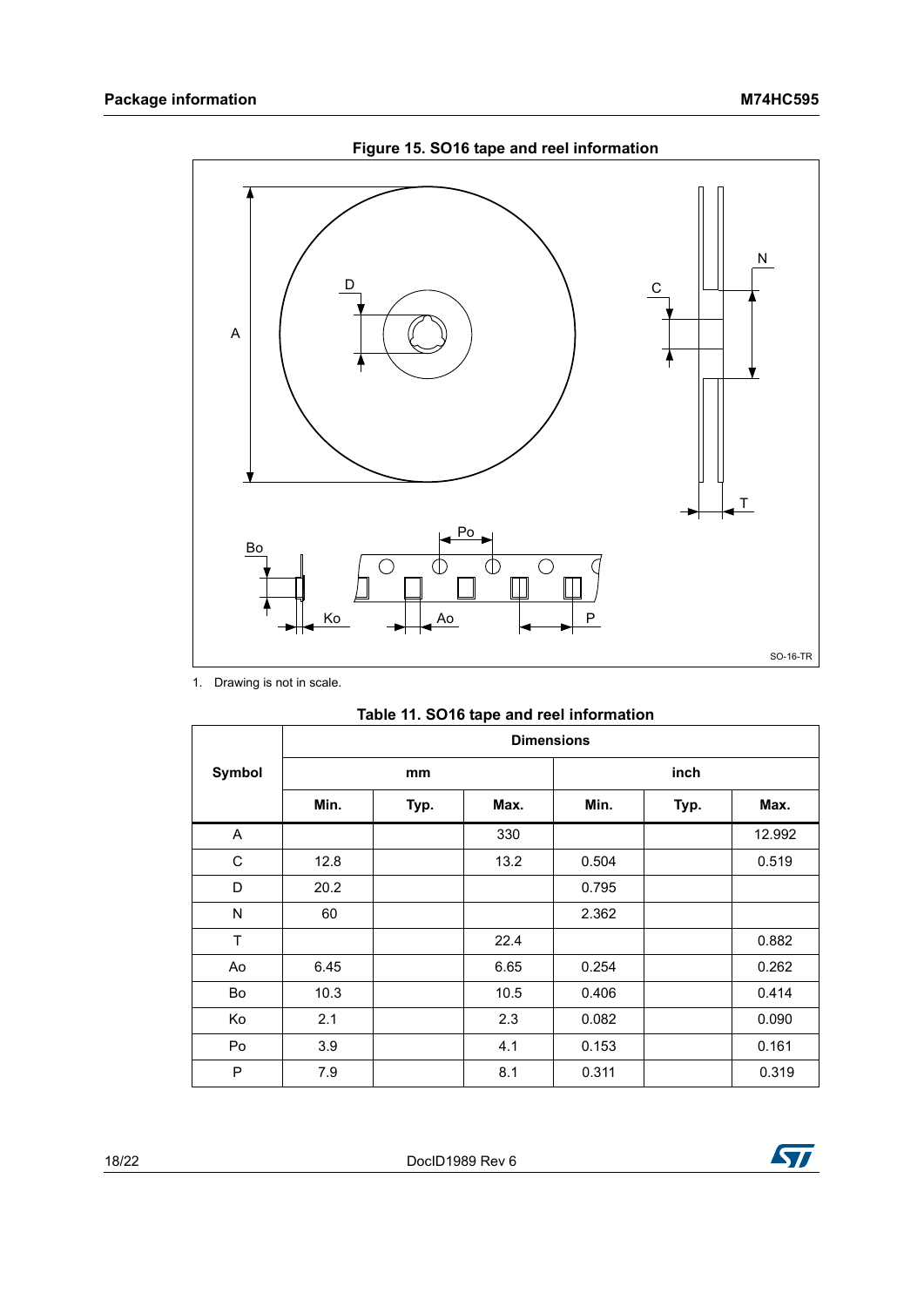**Figure 15. SO16 tape and reel information**

1. Drawing is not in scale.

**Table 11. SO16 tape and reel information**

| Symbol | Dimensions | | | | | |
|---|---|---|---|---|---|---|
| | mm | | | inch | | |
| | Min. | Typ. | Max. | Min. | Typ. | Max. |
| A | | | 330 | | | 12.992 |
| C | 12.8 | | 13.2 | 0.504 | | 0.519 |
| D | 20.2 | | | 0.795 | | |
| N | 60 | | | 2.362 | | |
| T | | | 22.4 | | | 0.882 |
| Ao | 6.45 | | 6.65 | 0.254 | | 0.262 |
| Bo | 10.3 | | 10.5 | 0.406 | | 0.414 |
| Ko | 2.1 | | 2.3 | 0.082 | | 0.090 |
| Po | 3.9 | | 4.1 | 0.153 | | 0.161 |
| P | 7.9 | | 8.1 | 0.311 | | 0.319 |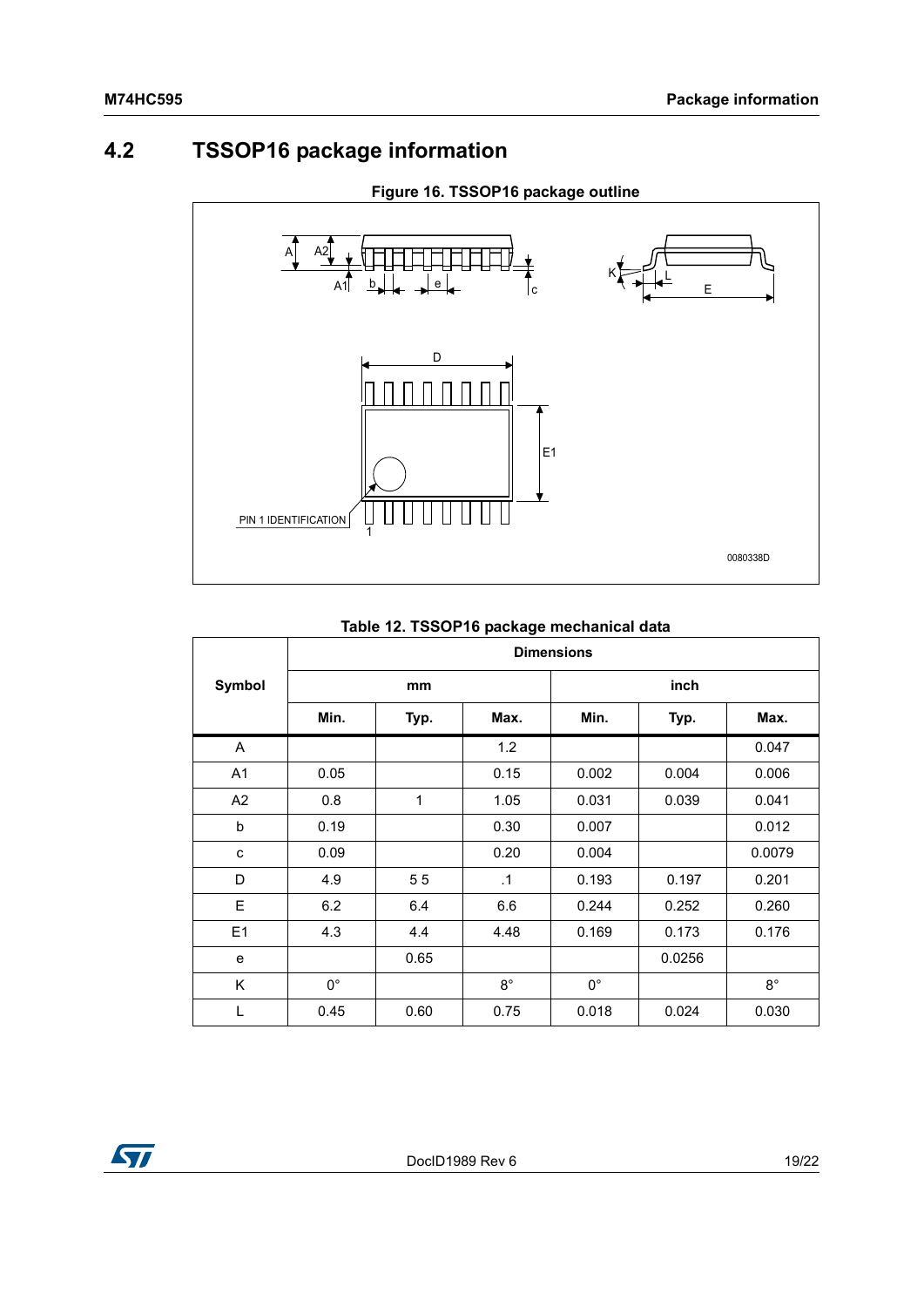## 4.2 TSSOP16 package information

**Figure 16. TSSOP16 package outline**

**Table 12. TSSOP16 package mechanical data**

| Symbol | Dimensions | | | | | |
|---|---|---|---|---|---|---|
| | mm | | | inch | | |
| | Min. | Typ. | Max. | Min. | Typ. | Max. |
| A | | | 1.2 | | | 0.047 |
| A1 | 0.05 | | 0.15 | 0.002 | 0.004 | 0.006 |
| A2 | 0.8 | 1 | 1.05 | 0.031 | 0.039 | 0.041 |
| b | 0.19 | | 0.30 | 0.007 | | 0.012 |
| c | 0.09 | | 0.20 | 0.004 | | 0.0079 |
| D | 4.9 | 5 5 | .1 | 0.193 | 0.197 | 0.201 |
| E | 6.2 | 6.4 | 6.6 | 0.244 | 0.252 | 0.260 |
| E1 | 4.3 | 4.4 | 4.48 | 0.169 | 0.173 | 0.176 |
| e | | 0.65 | | | 0.0256 | |
| K | 0° | | 8° | 0° | | 8° |
| L | 0.45 | 0.60 | 0.75 | 0.018 | 0.024 | 0.030 |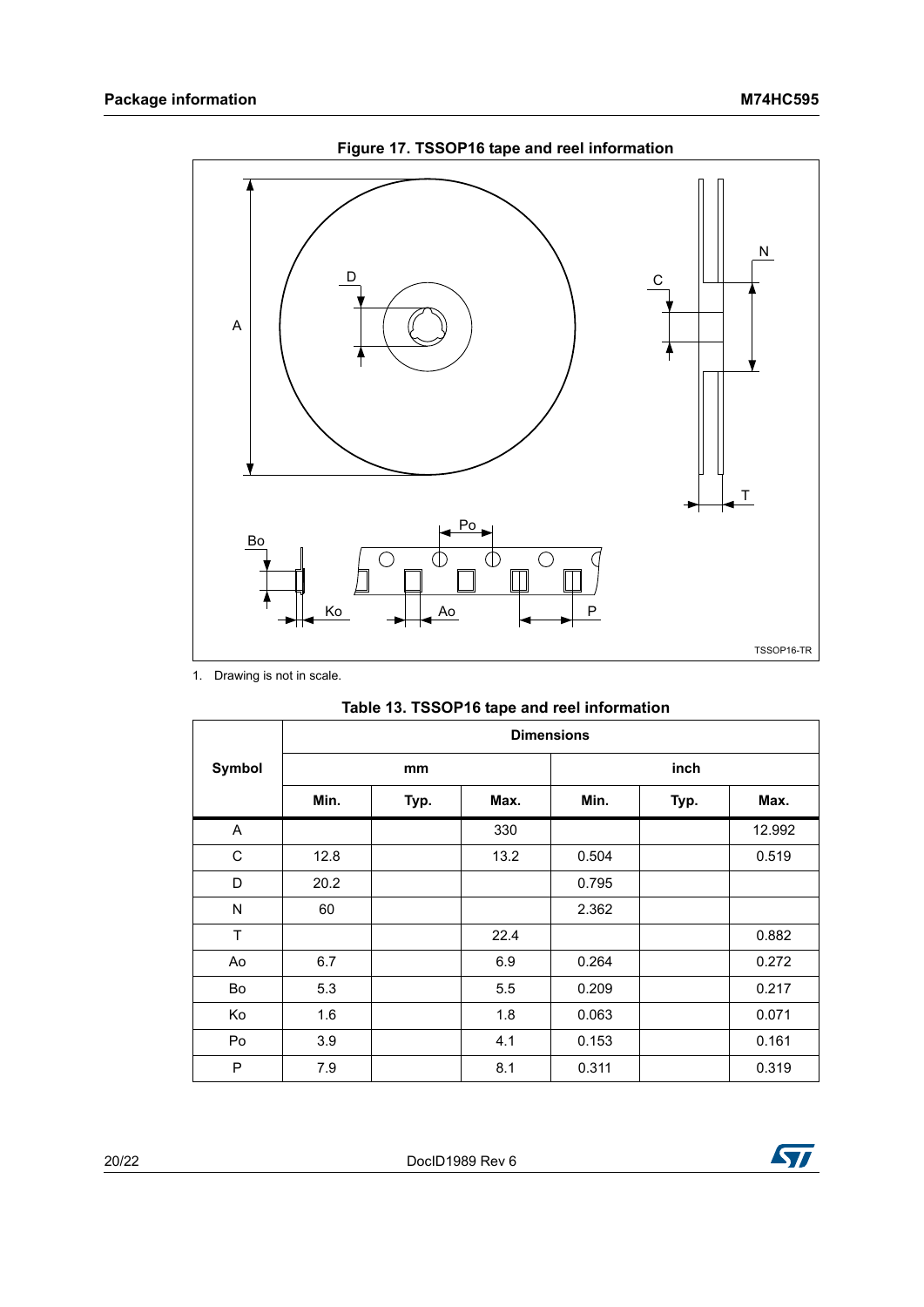**Figure 17. TSSOP16 tape and reel information**

1. Drawing is not in scale.

**Table 13. TSSOP16 tape and reel information**

| Symbol | Dimensions | | | | | |
|---|---|---|---|---|---|---|
| | mm | | | inch | | |
| | Min. | Typ. | Max. | Min. | Typ. | Max. |
| A | | | 330 | | | 12.992 |
| C | 12.8 | | 13.2 | 0.504 | | 0.519 |
| D | 20.2 | | | 0.795 | | |
| N | 60 | | | 2.362 | | |
| T | | | 22.4 | | | 0.882 |
| Ao | 6.7 | | 6.9 | 0.264 | | 0.272 |
| Bo | 5.3 | | 5.5 | 0.209 | | 0.217 |
| Ko | 1.6 | | 1.8 | 0.063 | | 0.071 |
| Po | 3.9 | | 4.1 | 0.153 | | 0.161 |
| P | 7.9 | | 8.1 | 0.311 | | 0.319 |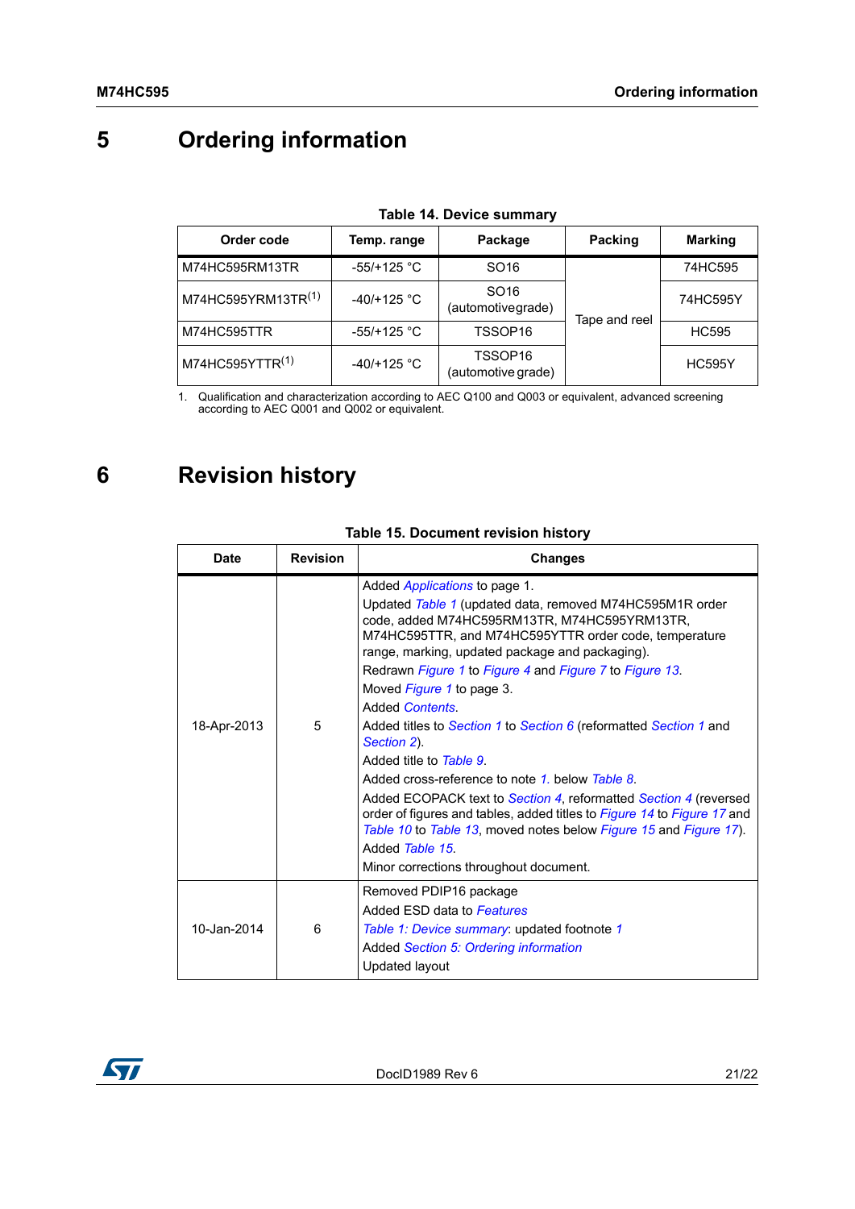# 5 Ordering information

**Table 14. Device summary**

| Order code | Temp. range | Package | Packing | Marking |
|---|---|---|---|---|
| M74HC595RM13TR | -55/+125 °C | SO16 | Tape and reel | 74HC595 |
| M74HC595YRM13TR[1] | -40/+125 °C | SO16 (automotivegrade) | | 74HC595Y |
| M74HC595TTR | -55/+125 °C | TSSOP16 | | HC595 |
| M74HC595YTTR[1] | -40/+125 °C | TSSOP16 (automotive grade) | | HC595Y |

1. Qualification and characterization according to AEC Q100 and Q003 or equivalent, advanced screening according to AEC Q001 and Q002 or equivalent.

# 6 Revision history

**Table 15. Document revision history**

| Date | Revision | Changes |
|---|---|---|
| 18-Apr-2013 | 5 | Added *Applications* to page 1.<br>Updated *Table 1* (updated data, removed M74HC595M1R order code, added M74HC595RM13TR, M74HC595YRM13TR, M74HC595TTR, and M74HC595YTTR order code, temperature range, marking, updated package and packaging).<br>Redrawn *Figure 1* to *Figure 4* and *Figure 7* to *Figure 13*.<br>Moved *Figure 1* to page 3.<br>Added *Contents*.<br>Added titles to *Section 1* to *Section 6* (reformatted *Section 1* and *Section 2*).<br>Added title to *Table 9*.<br>Added cross-reference to note *1.* below *Table 8*.<br>Added ECOPACK text to *Section 4*, reformatted *Section 4* (reversed order of figures and tables, added titles to *Figure 14* to *Figure 17* and *Table 10* to *Table 13*, moved notes below *Figure 15* and *Figure 17*).<br>Added *Table 15*.<br>Minor corrections throughout document. |
| 10-Jan-2014 | 6 | Removed PDIP16 package<br>Added ESD data to *Features*<br>*Table 1: Device summary*: updated footnote *1*<br>Added *Section 5: Ordering information*<br>Updated layout |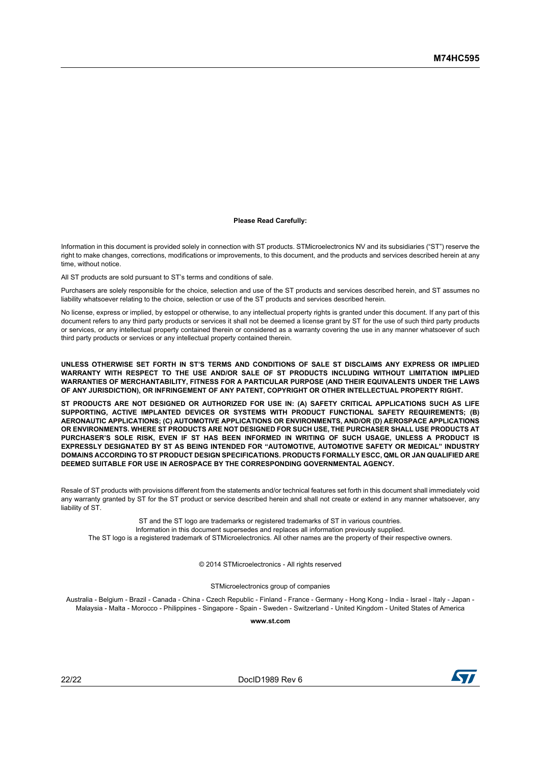**Please Read Carefully:**

Information in this document is provided solely in connection with ST products. STMicroelectronics NV and its subsidiaries ("ST") reserve the right to make changes, corrections, modifications or improvements, to this document, and the products and services described herein at any time, without notice.

All ST products are sold pursuant to ST's terms and conditions of sale.

Purchasers are solely responsible for the choice, selection and use of the ST products and services described herein, and ST assumes no liability whatsoever relating to the choice, selection or use of the ST products and services described herein.

No license, express or implied, by estoppel or otherwise, to any intellectual property rights is granted under this document. If any part of this document refers to any third party products or services it shall not be deemed a license grant by ST for the use of such third party products or services, or any intellectual property contained therein or considered as a warranty covering the use in any manner whatsoever of such third party products or services or any intellectual property contained therein.

**UNLESS OTHERWISE SET FORTH IN ST'S TERMS AND CONDITIONS OF SALE ST DISCLAIMS ANY EXPRESS OR IMPLIED WARRANTY WITH RESPECT TO THE USE AND/OR SALE OF ST PRODUCTS INCLUDING WITHOUT LIMITATION IMPLIED WARRANTIES OF MERCHANTABILITY, FITNESS FOR A PARTICULAR PURPOSE (AND THEIR EQUIVALENTS UNDER THE LAWS OF ANY JURISDICTION), OR INFRINGEMENT OF ANY PATENT, COPYRIGHT OR OTHER INTELLECTUAL PROPERTY RIGHT.**

**ST PRODUCTS ARE NOT DESIGNED OR AUTHORIZED FOR USE IN: (A) SAFETY CRITICAL APPLICATIONS SUCH AS LIFE SUPPORTING, ACTIVE IMPLANTED DEVICES OR SYSTEMS WITH PRODUCT FUNCTIONAL SAFETY REQUIREMENTS; (B) AERONAUTIC APPLICATIONS; (C) AUTOMOTIVE APPLICATIONS OR ENVIRONMENTS, AND/OR (D) AEROSPACE APPLICATIONS OR ENVIRONMENTS. WHERE ST PRODUCTS ARE NOT DESIGNED FOR SUCH USE, THE PURCHASER SHALL USE PRODUCTS AT PURCHASER'S SOLE RISK, EVEN IF ST HAS BEEN INFORMED IN WRITING OF SUCH USAGE, UNLESS A PRODUCT IS EXPRESSLY DESIGNATED BY ST AS BEING INTENDED FOR "AUTOMOTIVE, AUTOMOTIVE SAFETY OR MEDICAL" INDUSTRY DOMAINS ACCORDING TO ST PRODUCT DESIGN SPECIFICATIONS. PRODUCTS FORMALLY ESCC, QML OR JAN QUALIFIED ARE DEEMED SUITABLE FOR USE IN AEROSPACE BY THE CORRESPONDING GOVERNMENTAL AGENCY.**

Resale of ST products with provisions different from the statements and/or technical features set forth in this document shall immediately void any warranty granted by ST for the ST product or service described herein and shall not create or extend in any manner whatsoever, any liability of ST.

ST and the ST logo are trademarks or registered trademarks of ST in various countries.
Information in this document supersedes and replaces all information previously supplied.
The ST logo is a registered trademark of STMicroelectronics. All other names are the property of their respective owners.

© 2014 STMicroelectronics - All rights reserved

STMicroelectronics group of companies

Australia - Belgium - Brazil - Canada - China - Czech Republic - Finland - France - Germany - Hong Kong - India - Israel - Italy - Japan - Malaysia - Malta - Morocco - Philippines - Singapore - Spain - Sweden - Switzerland - United Kingdom - United States of America

**www.st.com**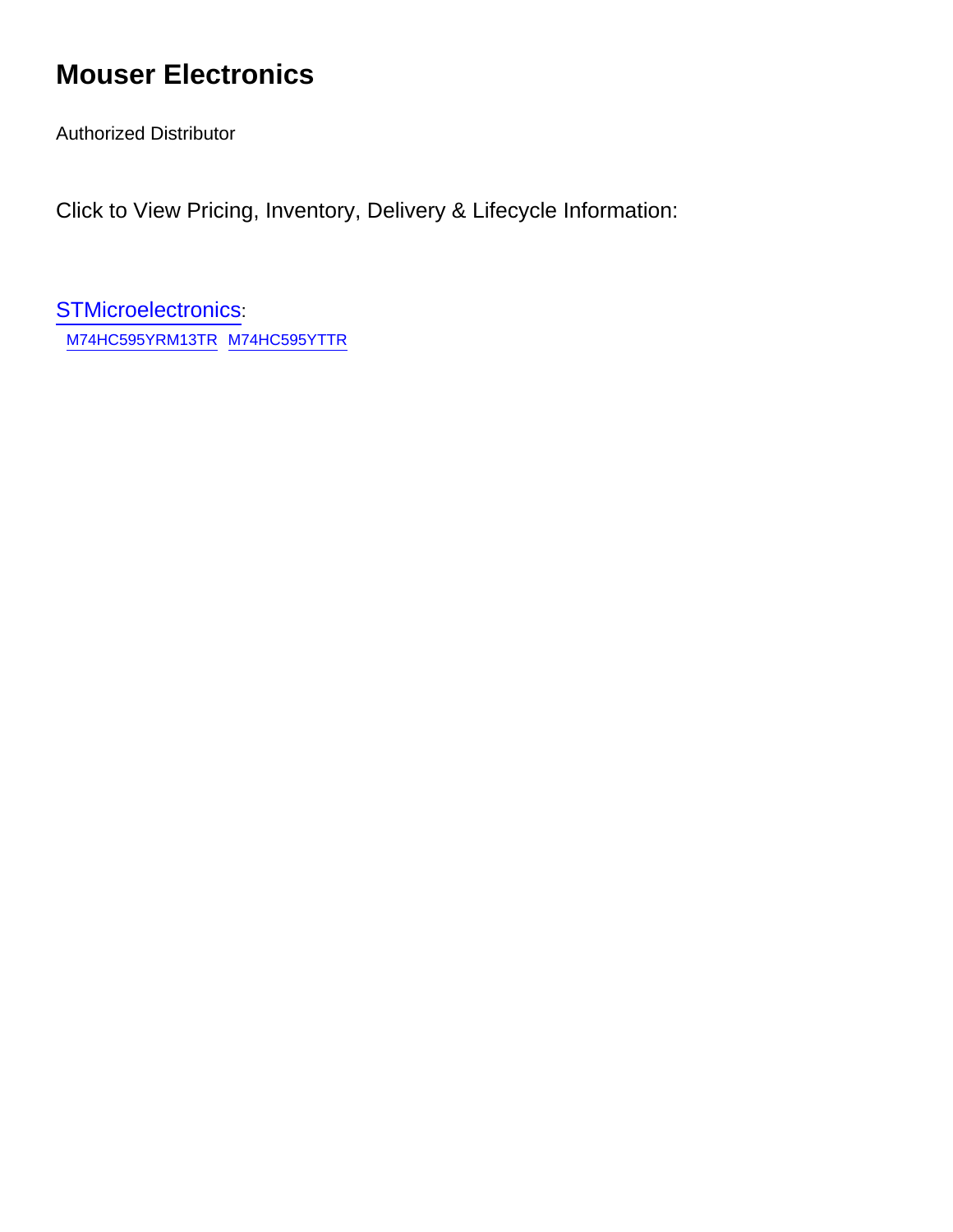# Mouser Electronics

Authorized Distributor

Click to View Pricing, Inventory, Delivery & Lifecycle Information:

STMicroelectronics:

M74HC595YRM13TR M74HC595YTTR